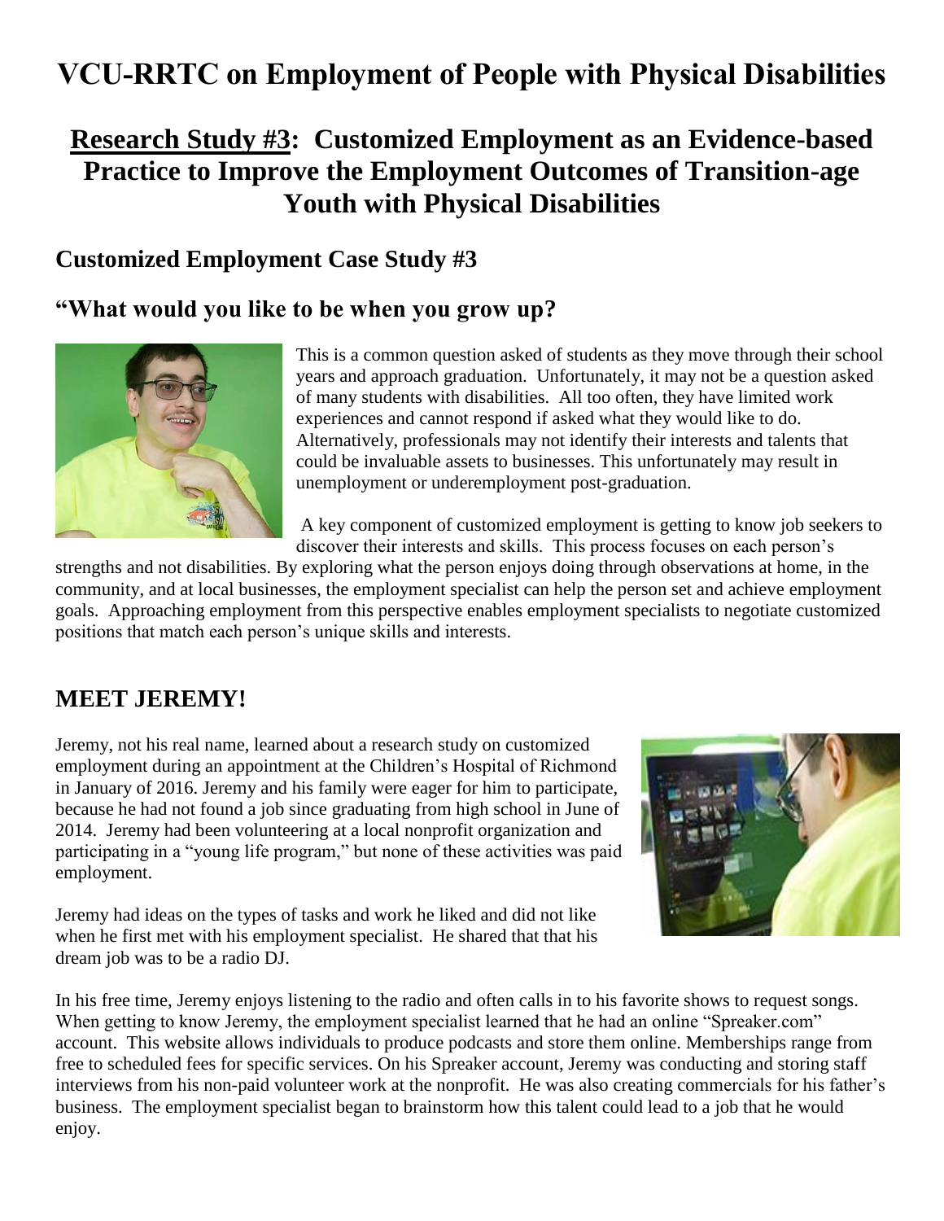# VCU-RRTC on Employment of People with Physical Disabilities

## **Research Study #3**: Customized Employment as an Evidence-based Practice to Improve the Employment Outcomes of Transition-age Youth with Physical Disabilities

### Customized Employment Case Study #3

### "What would you like to be when you grow up?

This is a common question asked of students as they move through their school years and approach graduation. Unfortunately, it may not be a question asked of many students with disabilities. All too often, they have limited work experiences and cannot respond if asked what they would like to do. Alternatively, professionals may not identify their interests and talents that could be invaluable assets to businesses. This unfortunately may result in unemployment or underemployment post-graduation.

A key component of customized employment is getting to know job seekers to discover their interests and skills. This process focuses on each person's strengths and not disabilities. By exploring what the person enjoys doing through observations at home, in the community, and at local businesses, the employment specialist can help the person set and achieve employment goals. Approaching employment from this perspective enables employment specialists to negotiate customized positions that match each person's unique skills and interests.

## MEET JEREMY!

Jeremy, not his real name, learned about a research study on customized employment during an appointment at the Children's Hospital of Richmond in January of 2016. Jeremy and his family were eager for him to participate, because he had not found a job since graduating from high school in June of 2014. Jeremy had been volunteering at a local nonprofit organization and participating in a "young life program," but none of these activities was paid employment.

Jeremy had ideas on the types of tasks and work he liked and did not like when he first met with his employment specialist. He shared that that his dream job was to be a radio DJ.

In his free time, Jeremy enjoys listening to the radio and often calls in to his favorite shows to request songs. When getting to know Jeremy, the employment specialist learned that he had an online "Spreaker.com" account. This website allows individuals to produce podcasts and store them online. Memberships range from free to scheduled fees for specific services. On his Spreaker account, Jeremy was conducting and storing staff interviews from his non-paid volunteer work at the nonprofit. He was also creating commercials for his father's business. The employment specialist began to brainstorm how this talent could lead to a job that he would enjoy.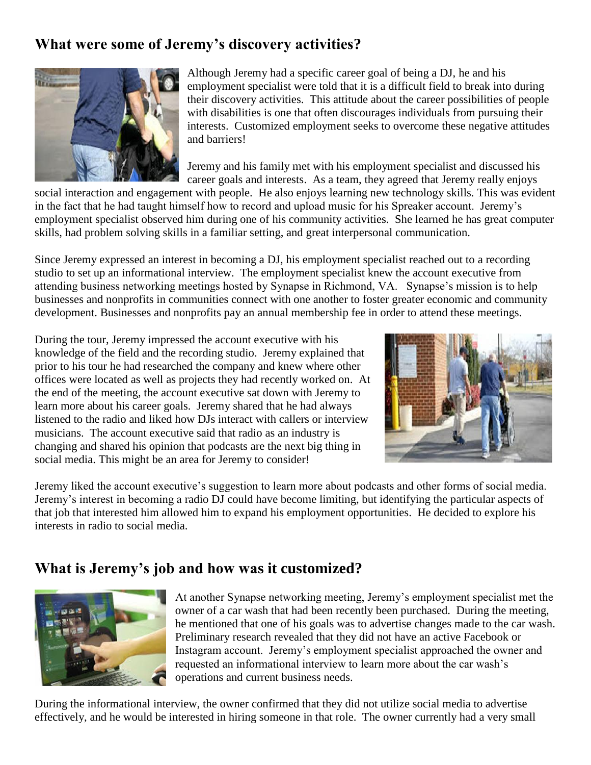## What were some of Jeremy's discovery activities?

Although Jeremy had a specific career goal of being a DJ, he and his employment specialist were told that it is a difficult field to break into during their discovery activities. This attitude about the career possibilities of people with disabilities is one that often discourages individuals from pursuing their interests. Customized employment seeks to overcome these negative attitudes and barriers!

Jeremy and his family met with his employment specialist and discussed his career goals and interests. As a team, they agreed that Jeremy really enjoys social interaction and engagement with people. He also enjoys learning new technology skills. This was evident in the fact that he had taught himself how to record and upload music for his Spreaker account. Jeremy's employment specialist observed him during one of his community activities. She learned he has great computer skills, had problem solving skills in a familiar setting, and great interpersonal communication.

Since Jeremy expressed an interest in becoming a DJ, his employment specialist reached out to a recording studio to set up an informational interview. The employment specialist knew the account executive from attending business networking meetings hosted by Synapse in Richmond, VA. Synapse's mission is to help businesses and nonprofits in communities connect with one another to foster greater economic and community development. Businesses and nonprofits pay an annual membership fee in order to attend these meetings.

During the tour, Jeremy impressed the account executive with his knowledge of the field and the recording studio. Jeremy explained that prior to his tour he had researched the company and knew where other offices were located as well as projects they had recently worked on. At the end of the meeting, the account executive sat down with Jeremy to learn more about his career goals. Jeremy shared that he had always listened to the radio and liked how DJs interact with callers or interview musicians. The account executive said that radio as an industry is changing and shared his opinion that podcasts are the next big thing in social media. This might be an area for Jeremy to consider!

Jeremy liked the account executive's suggestion to learn more about podcasts and other forms of social media. Jeremy's interest in becoming a radio DJ could have become limiting, but identifying the particular aspects of that job that interested him allowed him to expand his employment opportunities. He decided to explore his interests in radio to social media.

## What is Jeremy's job and how was it customized?

At another Synapse networking meeting, Jeremy's employment specialist met the owner of a car wash that had been recently been purchased. During the meeting, he mentioned that one of his goals was to advertise changes made to the car wash. Preliminary research revealed that they did not have an active Facebook or Instagram account. Jeremy's employment specialist approached the owner and requested an informational interview to learn more about the car wash's operations and current business needs.

During the informational interview, the owner confirmed that they did not utilize social media to advertise effectively, and he would be interested in hiring someone in that role. The owner currently had a very small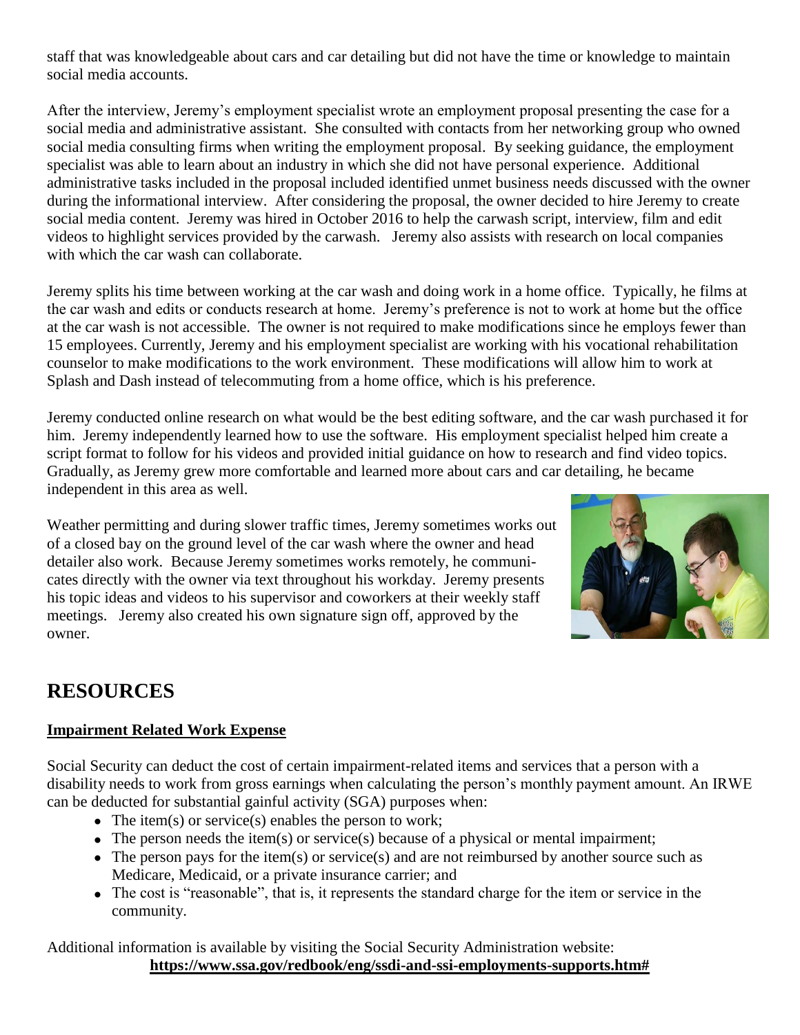staff that was knowledgeable about cars and car detailing but did not have the time or knowledge to maintain social media accounts.

After the interview, Jeremy's employment specialist wrote an employment proposal presenting the case for a social media and administrative assistant. She consulted with contacts from her networking group who owned social media consulting firms when writing the employment proposal. By seeking guidance, the employment specialist was able to learn about an industry in which she did not have personal experience. Additional administrative tasks included in the proposal included identified unmet business needs discussed with the owner during the informational interview. After considering the proposal, the owner decided to hire Jeremy to create social media content. Jeremy was hired in October 2016 to help the carwash script, interview, film and edit videos to highlight services provided by the carwash. Jeremy also assists with research on local companies with which the car wash can collaborate.

Jeremy splits his time between working at the car wash and doing work in a home office. Typically, he films at the car wash and edits or conducts research at home. Jeremy's preference is not to work at home but the office at the car wash is not accessible. The owner is not required to make modifications since he employs fewer than 15 employees. Currently, Jeremy and his employment specialist are working with his vocational rehabilitation counselor to make modifications to the work environment. These modifications will allow him to work at Splash and Dash instead of telecommuting from a home office, which is his preference.

Jeremy conducted online research on what would be the best editing software, and the car wash purchased it for him. Jeremy independently learned how to use the software. His employment specialist helped him create a script format to follow for his videos and provided initial guidance on how to research and find video topics. Gradually, as Jeremy grew more comfortable and learned more about cars and car detailing, he became independent in this area as well.

Weather permitting and during slower traffic times, Jeremy sometimes works out of a closed bay on the ground level of the car wash where the owner and head detailer also work. Because Jeremy sometimes works remotely, he communicates directly with the owner via text throughout his workday. Jeremy presents his topic ideas and videos to his supervisor and coworkers at their weekly staff meetings. Jeremy also created his own signature sign off, approved by the owner.

## RESOURCES

**Impairment Related Work Expense**

Social Security can deduct the cost of certain impairment-related items and services that a person with a disability needs to work from gross earnings when calculating the person's monthly payment amount. An IRWE can be deducted for substantial gainful activity (SGA) purposes when:

- The item(s) or service(s) enables the person to work;
- The person needs the item(s) or service(s) because of a physical or mental impairment;
- The person pays for the item(s) or service(s) and are not reimbursed by another source such as Medicare, Medicaid, or a private insurance carrier; and
- The cost is "reasonable", that is, it represents the standard charge for the item or service in the community.

Additional information is available by visiting the Social Security Administration website:
**https://www.ssa.gov/redbook/eng/ssdi-and-ssi-employments-supports.htm#**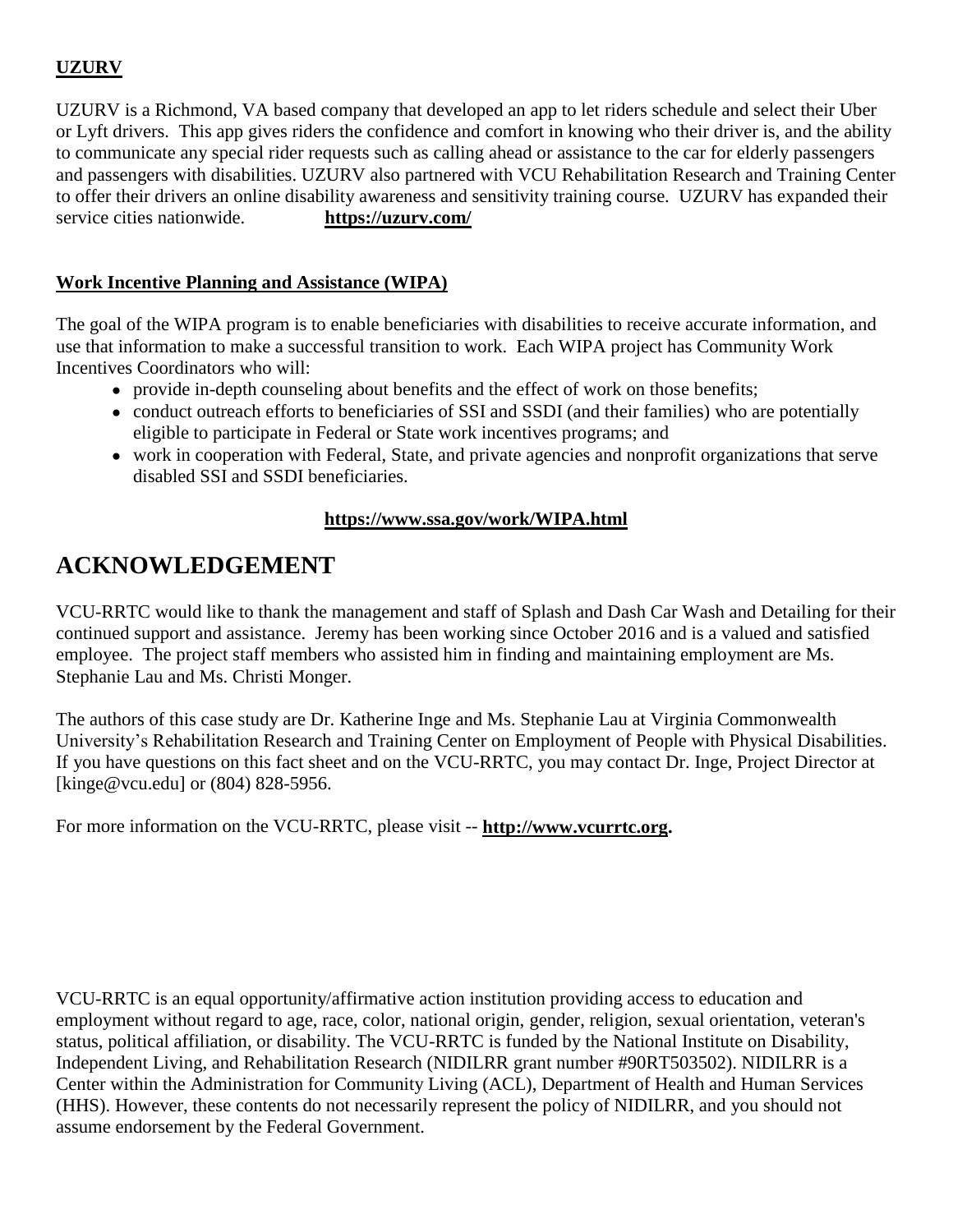**UZURV**

UZURV is a Richmond, VA based company that developed an app to let riders schedule and select their Uber or Lyft drivers. This app gives riders the confidence and comfort in knowing who their driver is, and the ability to communicate any special rider requests such as calling ahead or assistance to the car for elderly passengers and passengers with disabilities. UZURV also partnered with VCU Rehabilitation Research and Training Center to offer their drivers an online disability awareness and sensitivity training course. UZURV has expanded their service cities nationwide. **https://uzurv.com/**

**Work Incentive Planning and Assistance (WIPA)**

The goal of the WIPA program is to enable beneficiaries with disabilities to receive accurate information, and use that information to make a successful transition to work. Each WIPA project has Community Work Incentives Coordinators who will:

- provide in-depth counseling about benefits and the effect of work on those benefits;
- conduct outreach efforts to beneficiaries of SSI and SSDI (and their families) who are potentially eligible to participate in Federal or State work incentives programs; and
- work in cooperation with Federal, State, and private agencies and nonprofit organizations that serve disabled SSI and SSDI beneficiaries.

**https://www.ssa.gov/work/WIPA.html**

# ACKNOWLEDGEMENT

VCU-RRTC would like to thank the management and staff of Splash and Dash Car Wash and Detailing for their continued support and assistance. Jeremy has been working since October 2016 and is a valued and satisfied employee. The project staff members who assisted him in finding and maintaining employment are Ms. Stephanie Lau and Ms. Christi Monger.

The authors of this case study are Dr. Katherine Inge and Ms. Stephanie Lau at Virginia Commonwealth University's Rehabilitation Research and Training Center on Employment of People with Physical Disabilities. If you have questions on this fact sheet and on the VCU-RRTC, you may contact Dr. Inge, Project Director at [kinge@vcu.edu] or (804) 828-5956.

For more information on the VCU-RRTC, please visit -- **http://www.vcurrtc.org.**

VCU-RRTC is an equal opportunity/affirmative action institution providing access to education and employment without regard to age, race, color, national origin, gender, religion, sexual orientation, veteran's status, political affiliation, or disability. The VCU-RRTC is funded by the National Institute on Disability, Independent Living, and Rehabilitation Research (NIDILRR grant number #90RT503502). NIDILRR is a Center within the Administration for Community Living (ACL), Department of Health and Human Services (HHS). However, these contents do not necessarily represent the policy of NIDILRR, and you should not assume endorsement by the Federal Government.